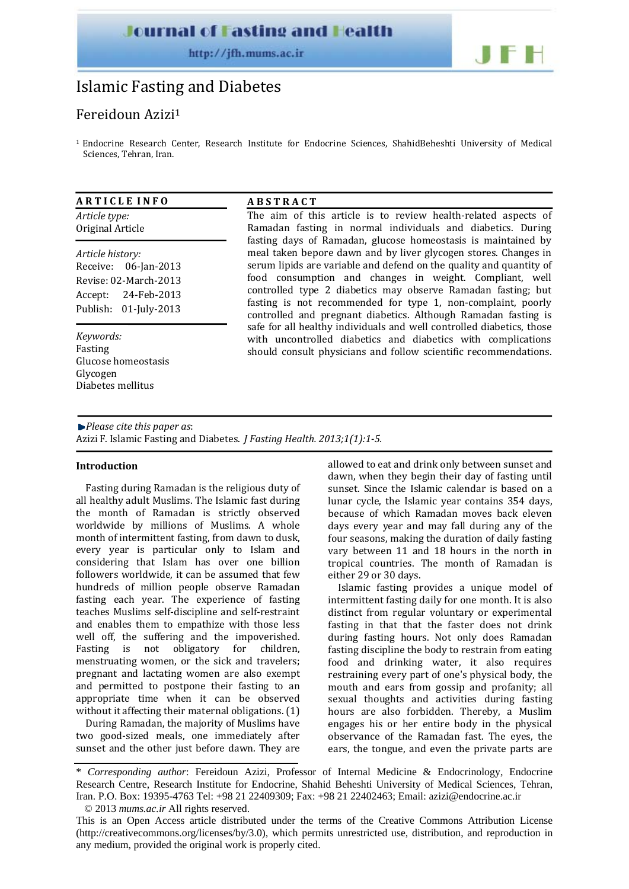# Islamic Fasting and Diabetes

## Fereidoun Azizi[1]

[1] Endocrine Research Center, Research Institute for Endocrine Sciences, ShahidBeheshti University of Medical Sciences, Tehran, Iran.

**ARTICLE INFO**

*Article type:*
Original Article

*Article history:*
Receive: 06-Jan-2013
Revise: 02-March-2013
Accept: 24-Feb-2013
Publish: 01-July-2013

*Keywords:*
Fasting
Glucose homeostasis
Glycogen
Diabetes mellitus

**ABSTRACT**

The aim of this article is to review health-related aspects of Ramadan fasting in normal individuals and diabetics. During fasting days of Ramadan, glucose homeostasis is maintained by meal taken bepore dawn and by liver glycogen stores. Changes in serum lipids are variable and defend on the quality and quantity of food consumption and changes in weight. Compliant, well controlled type 2 diabetics may observe Ramadan fasting; but fasting is not recommended for type 1, non-complaint, poorly controlled and pregnant diabetics. Although Ramadan fasting is safe for all healthy individuals and well controlled diabetics, those with uncontrolled diabetics and diabetics with complications should consult physicians and follow scientific recommendations.

*Please cite this paper as*:
Azizi F. Islamic Fasting and Diabetes. *J Fasting Health. 2013;1(1):1-5.*

### Introduction

Fasting during Ramadan is the religious duty of all healthy adult Muslims. The Islamic fast during the month of Ramadan is strictly observed worldwide by millions of Muslims. A whole month of intermittent fasting, from dawn to dusk, every year is particular only to Islam and considering that Islam has over one billion followers worldwide, it can be assumed that few hundreds of million people observe Ramadan fasting each year. The experience of fasting teaches Muslims self-discipline and self-restraint and enables them to empathize with those less well off, the suffering and the impoverished. Fasting is not obligatory for children, menstruating women, or the sick and travelers; pregnant and lactating women are also exempt and permitted to postpone their fasting to an appropriate time when it can be observed without it affecting their maternal obligations. (1)

During Ramadan, the majority of Muslims have two good-sized meals, one immediately after sunset and the other just before dawn. They are allowed to eat and drink only between sunset and dawn, when they begin their day of fasting until sunset. Since the Islamic calendar is based on a lunar cycle, the Islamic year contains 354 days, because of which Ramadan moves back eleven days every year and may fall during any of the four seasons, making the duration of daily fasting vary between 11 and 18 hours in the north in tropical countries. The month of Ramadan is either 29 or 30 days.

Islamic fasting provides a unique model of intermittent fasting daily for one month. It is also distinct from regular voluntary or experimental fasting in that that the faster does not drink during fasting hours. Not only does Ramadan fasting discipline the body to restrain from eating food and drinking water, it also requires restraining every part of one's physical body, the mouth and ears from gossip and profanity; all sexual thoughts and activities during fasting hours are also forbidden. Thereby, a Muslim engages his or her entire body in the physical observance of the Ramadan fast. The eyes, the ears, the tongue, and even the private parts are

\* *Corresponding author*: Fereidoun Azizi, Professor of Internal Medicine & Endocrinology, Endocrine Research Centre, Research Institute for Endocrine, Shahid Beheshti University of Medical Sciences, Tehran, Iran. P.O. Box: 19395-4763 Tel: +98 21 22409309; Fax: +98 21 22402463; Email: azizi@endocrine.ac.ir

© 2013 *mums.ac.ir* All rights reserved.

This is an Open Access article distributed under the terms of the Creative Commons Attribution License (http://creativecommons.org/licenses/by/3.0), which permits unrestricted use, distribution, and reproduction in any medium, provided the original work is properly cited.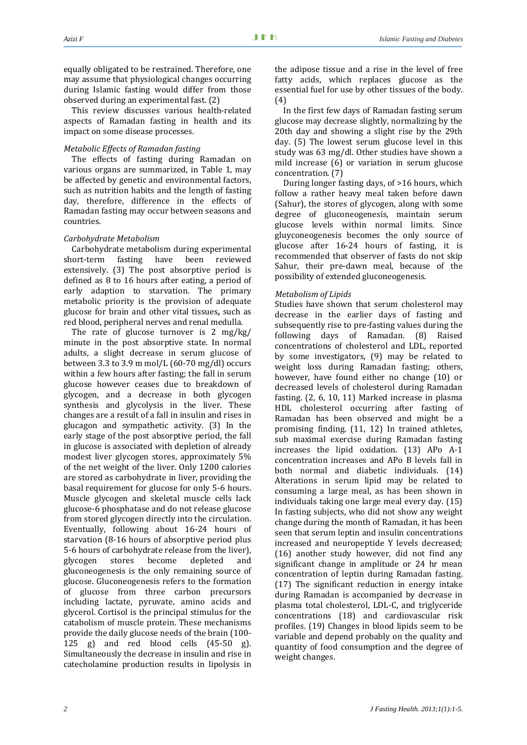equally obligated to be restrained. Therefore, one may assume that physiological changes occurring during Islamic fasting would differ from those observed during an experimental fast. (2)

This review discusses various health-related aspects of Ramadan fasting in health and its impact on some disease processes.

*Metabolic Effects of Ramadan fasting*

The effects of fasting during Ramadan on various organs are summarized, in Table 1, may be affected by genetic and environmental factors, such as nutrition habits and the length of fasting day, therefore, difference in the effects of Ramadan fasting may occur between seasons and countries.

*Carbohydrate Metabolism*

Carbohydrate metabolism during experimental short-term fasting have been reviewed extensively. (3) The post absorptive period is defined as 8 to 16 hours after eating, a period of early adaption to starvation. The primary metabolic priority is the provision of adequate glucose for brain and other vital tissues**,** such as red blood, peripheral nerves and renal medulla.

The rate of glucose turnover is 2 mg/kg/ minute in the post absorptive state. In normal adults, a slight decrease in serum glucose of between 3.3 to 3.9 m mol/L (60-70 mg/dl) occurs within a few hours after fasting; the fall in serum glucose however ceases due to breakdown of glycogen, and a decrease in both glycogen synthesis and glycolysis in the liver. These changes are a result of a fall in insulin and rises in glucagon and sympathetic activity. (3) In the early stage of the post absorptive period, the fall in glucose is associated with depletion of already modest liver glycogen stores, approximately 5% of the net weight of the liver. Only 1200 calories are stored as carbohydrate in liver, providing the basal requirement for glucose for only 5-6 hours. Muscle glycogen and skeletal muscle cells lack glucose-6 phosphatase and do not release glucose from stored glycogen directly into the circulation. Eventually, following about 16-24 hours of starvation (8-16 hours of absorptive period plus 5-6 hours of carbohydrate release from the liver), glycogen stores become depleted and gluconeogenesis is the only remaining source of glucose. Gluconeogenesis refers to the formation of glucose from three carbon precursors including lactate, pyruvate, amino acids and glycerol. Cortisol is the principal stimulus for the catabolism of muscle protein. These mechanisms provide the daily glucose needs of the brain (100-125 g) and red blood cells (45-50 g). Simultaneously the decrease in insulin and rise in catecholamine production results in lipolysis in the adipose tissue and a rise in the level of free fatty acids, which replaces glucose as the essential fuel for use by other tissues of the body. (4)

In the first few days of Ramadan fasting serum glucose may decrease slightly, normalizing by the 20th day and showing a slight rise by the 29th day. (5) The lowest serum glucose level in this study was 63 mg/dl. Other studies have shown a mild increase (6) or variation in serum glucose concentration. (7)

During longer fasting days, of >16 hours, which follow a rather heavy meal taken before dawn (Sahur), the stores of glycogen, along with some degree of gluconeogenesis, maintain serum glucose levels within normal limits. Since gluyconeogenesis becomes the only source of glucose after 16-24 hours of fasting, it is recommended that observer of fasts do not skip Sahur, their pre-dawn meal, because of the possibility of extended gluconeogenesis.

*Metabolism of Lipids*

Studies have shown that serum cholesterol may decrease in the earlier days of fasting and subsequently rise to pre-fasting values during the following days of Ramadan. (8) Raised concentrations of cholesterol and LDL, reported by some investigators, (9) may be related to weight loss during Ramadan fasting; others, however, have found either no change (10) or decreased levels of cholesterol during Ramadan fasting. (2, 6, 10, 11) Marked increase in plasma HDL cholesterol occurring after fasting of Ramadan has been observed and might be a promising finding. (11, 12) In trained athletes, sub maximal exercise during Ramadan fasting increases the lipid oxidation. (13) APo A-1 concentration increases and APo B levels fall in both normal and diabetic individuals. (14) Alterations in serum lipid may be related to consuming a large meal, as has been shown in individuals taking one large meal every day. (15) In fasting subjects, who did not show any weight change during the month of Ramadan, it has been seen that serum leptin and insulin concentrations increased and neuropeptide Y levels decreased; (16) another study however, did not find any significant change in amplitude or 24 hr mean concentration of leptin during Ramadan fasting. (17) The significant reduction in energy intake during Ramadan is accompanied by decrease in plasma total cholesterol, LDL-C, and triglyceride concentrations (18) and cardiovascular risk profiles. (19) Changes in blood lipids seem to be variable and depend probably on the quality and quantity of food consumption and the degree of weight changes.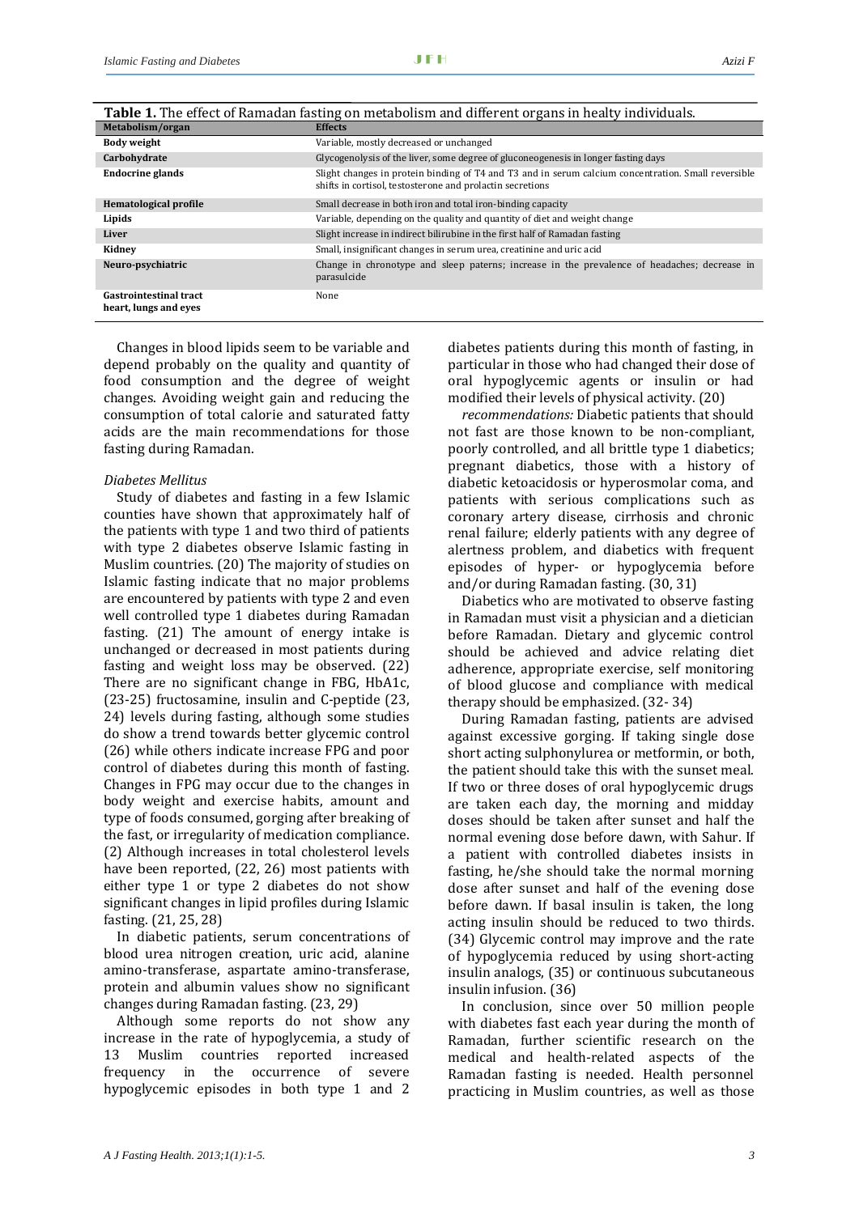**Table 1.** The effect of Ramadan fasting on metabolism and different organs in healty individuals.

| Metabolism/organ | Effects |
|---|---|
| **Body weight** | Variable, mostly decreased or unchanged |
| **Carbohydrate** | Glycogenolysis of the liver, some degree of gluconeogenesis in longer fasting days |
| **Endocrine glands** | Slight changes in protein binding of T4 and T3 and in serum calcium concentration. Small reversible shifts in cortisol, testosterone and prolactin secretions |
| **Hematological profile** | Small decrease in both iron and total iron-binding capacity |
| **Lipids** | Variable, depending on the quality and quantity of diet and weight change |
| **Liver** | Slight increase in indirect bilirubine in the first half of Ramadan fasting |
| **Kidney** | Small, insignificant changes in serum urea, creatinine and uric acid |
| **Neuro-psychiatric** | Change in chronotype and sleep paterns; increase in the prevalence of headaches; decrease in parasulcide |
| **Gastrointestinal tract heart, lungs and eyes** | None |

Changes in blood lipids seem to be variable and depend probably on the quality and quantity of food consumption and the degree of weight changes. Avoiding weight gain and reducing the consumption of total calorie and saturated fatty acids are the main recommendations for those fasting during Ramadan.

*Diabetes Mellitus*

Study of diabetes and fasting in a few Islamic counties have shown that approximately half of the patients with type 1 and two third of patients with type 2 diabetes observe Islamic fasting in Muslim countries. (20) The majority of studies on Islamic fasting indicate that no major problems are encountered by patients with type 2 and even well controlled type 1 diabetes during Ramadan fasting. (21) The amount of energy intake is unchanged or decreased in most patients during fasting and weight loss may be observed. (22) There are no significant change in FBG, HbA1c, (23-25) fructosamine, insulin and C-peptide (23, 24) levels during fasting, although some studies do show a trend towards better glycemic control (26) while others indicate increase FPG and poor control of diabetes during this month of fasting. Changes in FPG may occur due to the changes in body weight and exercise habits, amount and type of foods consumed, gorging after breaking of the fast, or irregularity of medication compliance. (2) Although increases in total cholesterol levels have been reported, (22, 26) most patients with either type 1 or type 2 diabetes do not show significant changes in lipid profiles during Islamic fasting. (21, 25, 28)

In diabetic patients, serum concentrations of blood urea nitrogen creation, uric acid, alanine amino-transferase, aspartate amino-transferase, protein and albumin values show no significant changes during Ramadan fasting. (23, 29)

Although some reports do not show any increase in the rate of hypoglycemia, a study of 13 Muslim countries reported increased frequency in the occurrence of severe hypoglycemic episodes in both type 1 and 2 diabetes patients during this month of fasting, in particular in those who had changed their dose of oral hypoglycemic agents or insulin or had modified their levels of physical activity. (20)

*recommendations:* Diabetic patients that should not fast are those known to be non-compliant, poorly controlled, and all brittle type 1 diabetics; pregnant diabetics, those with a history of diabetic ketoacidosis or hyperosmolar coma, and patients with serious complications such as coronary artery disease, cirrhosis and chronic renal failure; elderly patients with any degree of alertness problem, and diabetics with frequent episodes of hyper- or hypoglycemia before and/or during Ramadan fasting. (30, 31)

Diabetics who are motivated to observe fasting in Ramadan must visit a physician and a dietician before Ramadan. Dietary and glycemic control should be achieved and advice relating diet adherence, appropriate exercise, self monitoring of blood glucose and compliance with medical therapy should be emphasized. (32- 34)

During Ramadan fasting, patients are advised against excessive gorging. If taking single dose short acting sulphonylurea or metformin, or both, the patient should take this with the sunset meal. If two or three doses of oral hypoglycemic drugs are taken each day, the morning and midday doses should be taken after sunset and half the normal evening dose before dawn, with Sahur. If a patient with controlled diabetes insists in fasting, he/she should take the normal morning dose after sunset and half of the evening dose before dawn. If basal insulin is taken, the long acting insulin should be reduced to two thirds. (34) Glycemic control may improve and the rate of hypoglycemia reduced by using short-acting insulin analogs, (35) or continuous subcutaneous insulin infusion. (36)

In conclusion, since over 50 million people with diabetes fast each year during the month of Ramadan, further scientific research on the medical and health-related aspects of the Ramadan fasting is needed. Health personnel practicing in Muslim countries, as well as those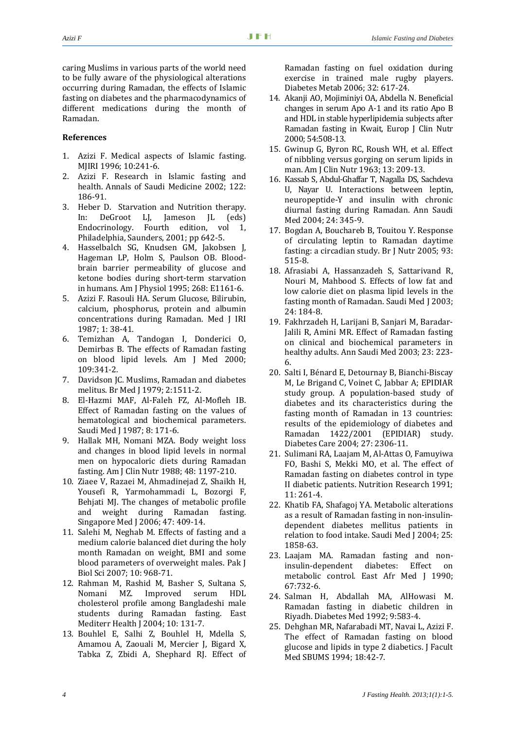caring Muslims in various parts of the world need to be fully aware of the physiological alterations occurring during Ramadan, the effects of Islamic fasting on diabetes and the pharmacodynamics of different medications during the month of Ramadan.

## References

1. Azizi F. Medical aspects of Islamic fasting. MJIRI 1996; 10:241-6.
2. Azizi F. Research in Islamic fasting and health. Annals of Saudi Medicine 2002; 122: 186-91.
3. Heber D. Starvation and Nutrition therapy. In: DeGroot LJ, Jameson JL (eds) Endocrinology. Fourth edition, vol 1, Philadelphia, Saunders, 2001; pp 642-5.
4. Hasselbalch SG, Knudsen GM, Jakobsen J, Hageman LP, Holm S, Paulson OB. Blood-brain barrier permeability of glucose and ketone bodies during short-term starvation in humans. Am J Physiol 1995; 268: E1161-6.
5. Azizi F. Rasouli HA. Serum Glucose, Bilirubin, calcium, phosphorus, protein and albumin concentrations during Ramadan. Med J IRI 1987; 1: 38-41.
6. Temizhan A, Tandogan I, Donderici O, Demirbas B. The effects of Ramadan fasting on blood lipid levels. Am J Med 2000; 109:341-2.
7. Davidson JC. Muslims, Ramadan and diabetes melitus. Br Med J 1979; 2:1511-2.
8. El-Hazmi MAF, Al-Faleh FZ, Al-Mofleh IB. Effect of Ramadan fasting on the values of hematological and biochemical parameters. Saudi Med J 1987; 8: 171-6.
9. Hallak MH, Nomani MZA. Body weight loss and changes in blood lipid levels in normal men on hypocaloric diets during Ramadan fasting. Am J Clin Nutr 1988; 48: 1197-210.
10. Ziaee V, Razaei M, Ahmadinejad Z, Shaikh H, Yousefi R, Yarmohammadi L, Bozorgi F, Behjati MJ. The changes of metabolic profile and weight during Ramadan fasting. Singapore Med J 2006; 47: 409-14.
11. Salehi M, Neghab M. Effects of fasting and a medium calorie balanced diet during the holy month Ramadan on weight, BMI and some blood parameters of overweight males. Pak J Biol Sci 2007; 10: 968-71.
12. Rahman M, Rashid M, Basher S, Sultana S, Nomani MZ. Improved serum HDL cholesterol profile among Bangladeshi male students during Ramadan fasting. East Mediterr Health J 2004; 10: 131-7.
13. Bouhlel E, Salhi Z, Bouhlel H, Mdella S, Amamou A, Zaouali M, Mercier J, Bigard X, Tabka Z, Zbidi A, Shephard RJ. Effect of Ramadan fasting on fuel oxidation during exercise in trained male rugby players. Diabetes Metab 2006; 32: 617-24.
14. Akanji AO, Mojiminiyi OA, Abdella N. Beneficial changes in serum Apo A-1 and its ratio Apo B and HDL in stable hyperlipidemia subjects after Ramadan fasting in Kwait, Europ J Clin Nutr 2000; 54:508-13.
15. Gwinup G, Byron RC, Roush WH, et al. Effect of nibbling versus gorging on serum lipids in man. Am J Clin Nutr 1963; 13: 209-13.
16. Kassab S, Abdul-Ghaffar T, Nagalla DS, Sachdeva U, Nayar U. Interactions between leptin, neuropeptide-Y and insulin with chronic diurnal fasting during Ramadan. Ann Saudi Med 2004; 24: 345-9.
17. Bogdan A, Bouchareb B, Touitou Y. Response of circulating leptin to Ramadan daytime fasting: a circadian study. Br J Nutr 2005; 93: 515-8.
18. Afrasiabi A, Hassanzadeh S, Sattarivand R, Nouri M, Mahbood S. Effects of low fat and low calorie diet on plasma lipid levels in the fasting month of Ramadan. Saudi Med J 2003; 24: 184-8.
19. Fakhrzadeh H, Larijani B, Sanjari M, Baradar-Jalili R, Amini MR. Effect of Ramadan fasting on clinical and biochemical parameters in healthy adults. Ann Saudi Med 2003; 23: 223-6.
20. Salti I, Bénard E, Detournay B, Bianchi-Biscay M, Le Brigand C, Voinet C, Jabbar A; EPIDIAR study group. A population-based study of diabetes and its characteristics during the fasting month of Ramadan in 13 countries: results of the epidemiology of diabetes and Ramadan 1422/2001 (EPIDIAR) study. Diabetes Care 2004; 27: 2306-11.
21. Sulimani RA, Laajam M, Al-Attas O, Famuyiwa FO, Bashi S, Mekki MO, et al. The effect of Ramadan fasting on diabetes control in type II diabetic patients. Nutrition Research 1991; 11: 261-4.
22. Khatib FA, Shafagoj YA. Metabolic alterations as a result of Ramadan fasting in non-insulin-dependent diabetes mellitus patients in relation to food intake. Saudi Med J 2004; 25: 1858-63.
23. Laajam MA. Ramadan fasting and non-insulin-dependent diabetes: Effect on metabolic control. East Afr Med J 1990; 67:732-6.
24. Salman H, Abdallah MA, AlHowasi M. Ramadan fasting in diabetic children in Riyadh. Diabetes Med 1992; 9:583-4.
25. Dehghan MR, Nafarabadi MT, Navai L, Azizi F. The effect of Ramadan fasting on blood glucose and lipids in type 2 diabetics. J Facult Med SBUMS 1994; 18:42-7.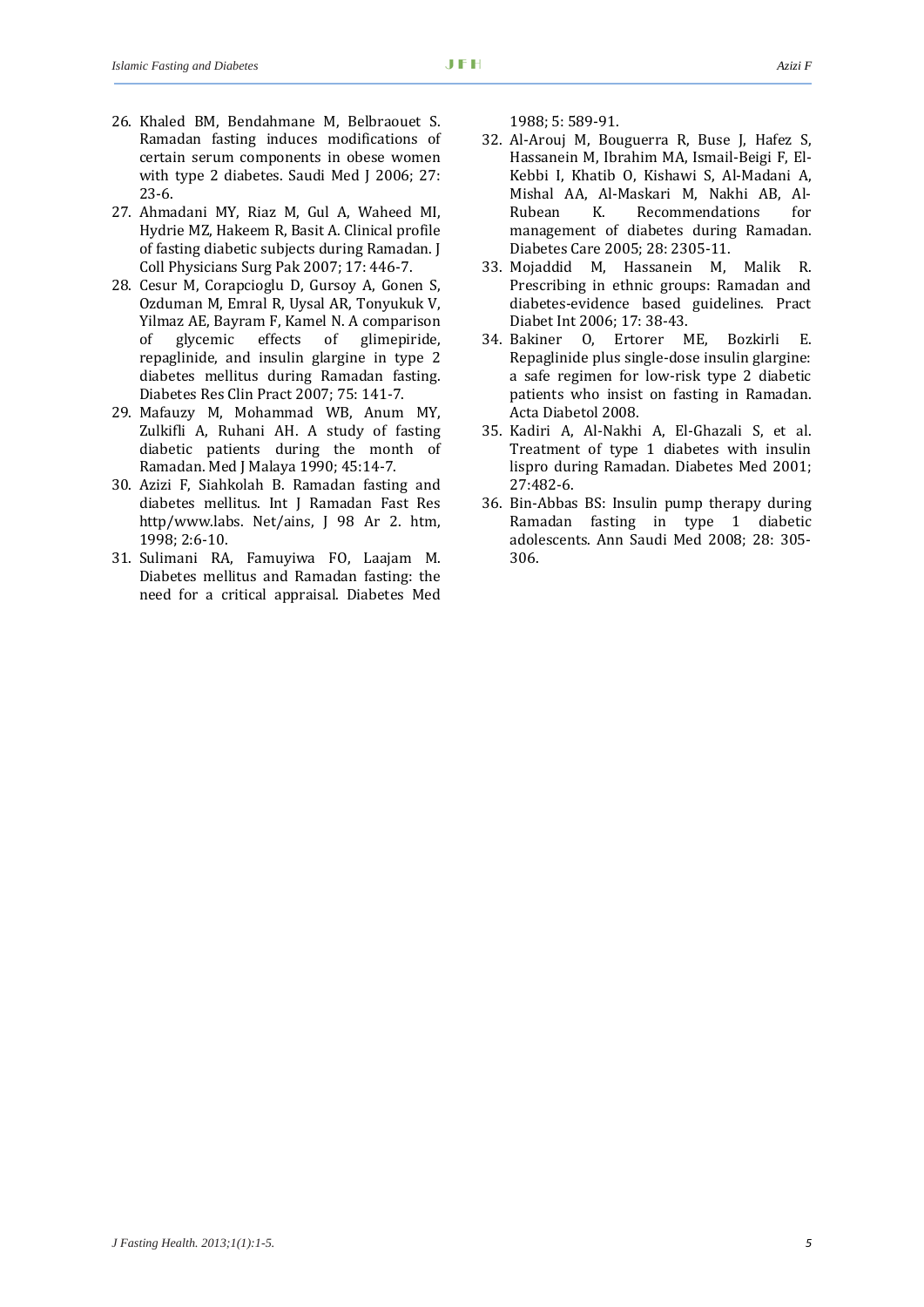26. Khaled BM, Bendahmane M, Belbraouet S. Ramadan fasting induces modifications of certain serum components in obese women with type 2 diabetes. Saudi Med J 2006; 27: 23-6.
27. Ahmadani MY, Riaz M, Gul A, Waheed MI, Hydrie MZ, Hakeem R, Basit A. Clinical profile of fasting diabetic subjects during Ramadan. J Coll Physicians Surg Pak 2007; 17: 446-7.
28. Cesur M, Corapcioglu D, Gursoy A, Gonen S, Ozduman M, Emral R, Uysal AR, Tonyukuk V, Yilmaz AE, Bayram F, Kamel N. A comparison of glycemic effects of glimepiride, repaglinide, and insulin glargine in type 2 diabetes mellitus during Ramadan fasting. Diabetes Res Clin Pract 2007; 75: 141-7.
29. Mafauzy M, Mohammad WB, Anum MY, Zulkifli A, Ruhani AH. A study of fasting diabetic patients during the month of Ramadan. Med J Malaya 1990; 45:14-7.
30. Azizi F, Siahkolah B. Ramadan fasting and diabetes mellitus. Int J Ramadan Fast Res http/www.labs. Net/ains, J 98 Ar 2. htm, 1998; 2:6-10.
31. Sulimani RA, Famuyiwa FO, Laajam M. Diabetes mellitus and Ramadan fasting: the need for a critical appraisal. Diabetes Med 1988; 5: 589-91.
32. Al-Arouj M, Bouguerra R, Buse J, Hafez S, Hassanein M, Ibrahim MA, Ismail-Beigi F, El-Kebbi I, Khatib O, Kishawi S, Al-Madani A, Mishal AA, Al-Maskari M, Nakhi AB, Al-Rubean K. Recommendations for management of diabetes during Ramadan. Diabetes Care 2005; 28: 2305-11.
33. Mojaddid M, Hassanein M, Malik R. Prescribing in ethnic groups: Ramadan and diabetes-evidence based guidelines. Pract Diabet Int 2006; 17: 38-43.
34. Bakiner O, Ertorer ME, Bozkirli E. Repaglinide plus single-dose insulin glargine: a safe regimen for low-risk type 2 diabetic patients who insist on fasting in Ramadan. Acta Diabetol 2008.
35. Kadiri A, Al-Nakhi A, El-Ghazali S, et al. Treatment of type 1 diabetes with insulin lispro during Ramadan. Diabetes Med 2001; 27:482-6.
36. Bin-Abbas BS: Insulin pump therapy during Ramadan fasting in type 1 diabetic adolescents. Ann Saudi Med 2008; 28: 305-306.